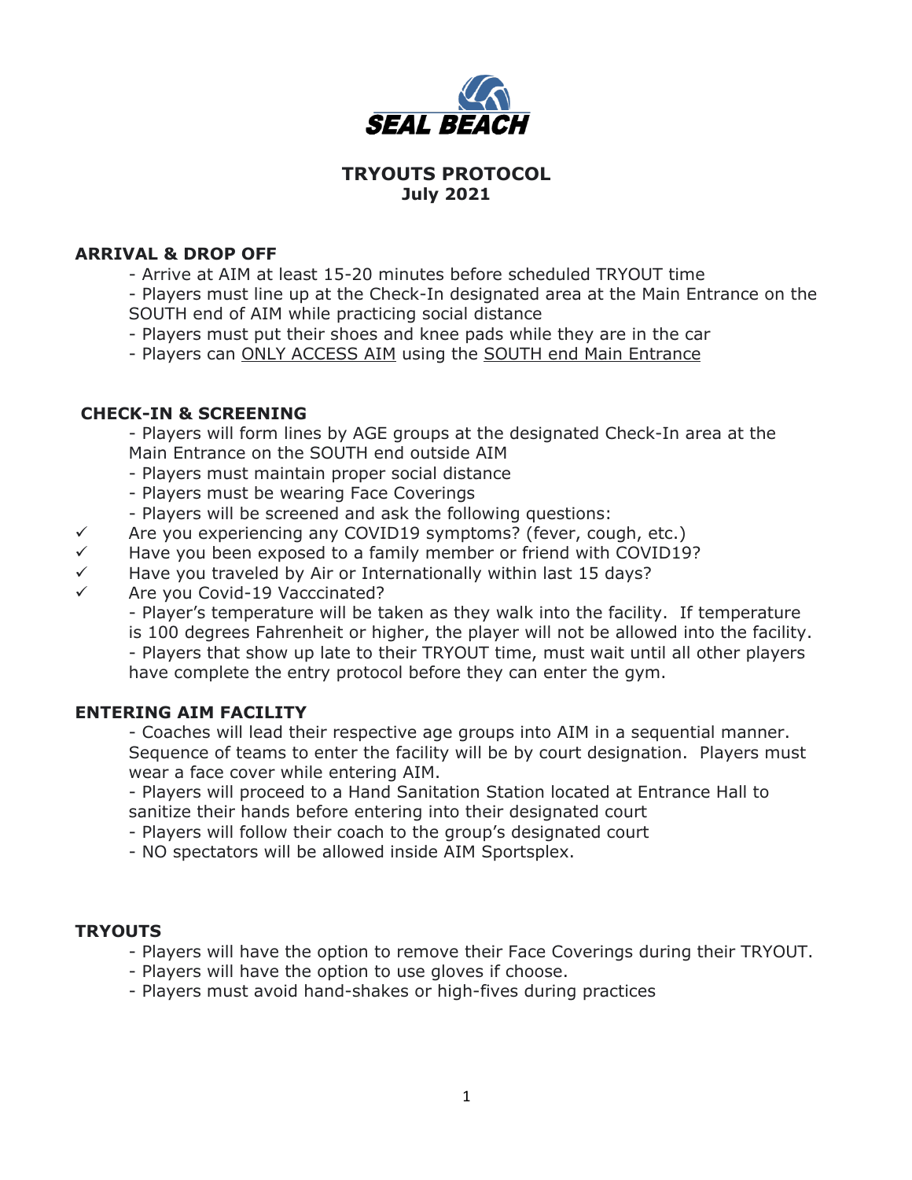**SEAL BEACH**

# TRYOUTS PROTOCOL
## July 2021

**ARRIVAL & DROP OFF**

- Arrive at AIM at least 15-20 minutes before scheduled TRYOUT time
- Players must line up at the Check-In designated area at the Main Entrance on the SOUTH end of AIM while practicing social distance
- Players must put their shoes and knee pads while they are in the car
- Players can ONLY ACCESS AIM using the SOUTH end Main Entrance

**CHECK-IN & SCREENING**

- Players will form lines by AGE groups at the designated Check-In area at the Main Entrance on the SOUTH end outside AIM
- Players must maintain proper social distance
- Players must be wearing Face Coverings
- Players will be screened and ask the following questions:

✓ Are you experiencing any COVID19 symptoms? (fever, cough, etc.)
✓ Have you been exposed to a family member or friend with COVID19?
✓ Have you traveled by Air or Internationally within last 15 days?
✓ Are you Covid-19 Vacccinated?

- Player's temperature will be taken as they walk into the facility. If temperature is 100 degrees Fahrenheit or higher, the player will not be allowed into the facility.
- Players that show up late to their TRYOUT time, must wait until all other players have complete the entry protocol before they can enter the gym.

**ENTERING AIM FACILITY**

- Coaches will lead their respective age groups into AIM in a sequential manner. Sequence of teams to enter the facility will be by court designation. Players must wear a face cover while entering AIM.
- Players will proceed to a Hand Sanitation Station located at Entrance Hall to sanitize their hands before entering into their designated court
- Players will follow their coach to the group's designated court
- NO spectators will be allowed inside AIM Sportsplex.

**TRYOUTS**

- Players will have the option to remove their Face Coverings during their TRYOUT.
- Players will have the option to use gloves if choose.
- Players must avoid hand-shakes or high-fives during practices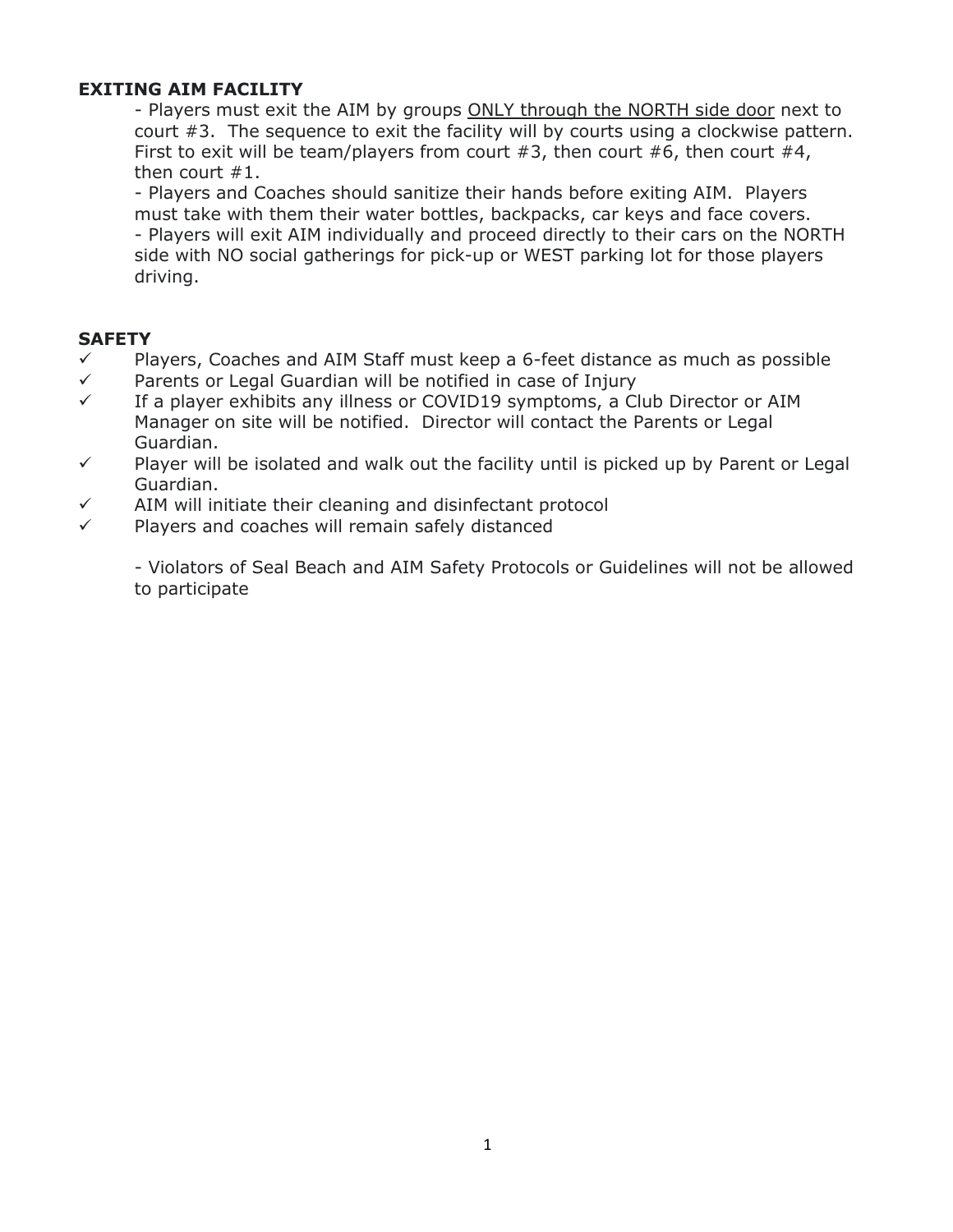## EXITING AIM FACILITY

- Players must exit the AIM by groups <u>ONLY through the NORTH side door</u> next to court #3. The sequence to exit the facility will by courts using a clockwise pattern. First to exit will be team/players from court #3, then court #6, then court #4, then court #1.
- Players and Coaches should sanitize their hands before exiting AIM. Players must take with them their water bottles, backpacks, car keys and face covers.
- Players will exit AIM individually and proceed directly to their cars on the NORTH side with NO social gatherings for pick-up or WEST parking lot for those players driving.

## SAFETY

- ✓ Players, Coaches and AIM Staff must keep a 6-feet distance as much as possible
- ✓ Parents or Legal Guardian will be notified in case of Injury
- ✓ If a player exhibits any illness or COVID19 symptoms, a Club Director or AIM Manager on site will be notified. Director will contact the Parents or Legal Guardian.
- ✓ Player will be isolated and walk out the facility until is picked up by Parent or Legal Guardian.
- ✓ AIM will initiate their cleaning and disinfectant protocol
- ✓ Players and coaches will remain safely distanced

- Violators of Seal Beach and AIM Safety Protocols or Guidelines will not be allowed to participate